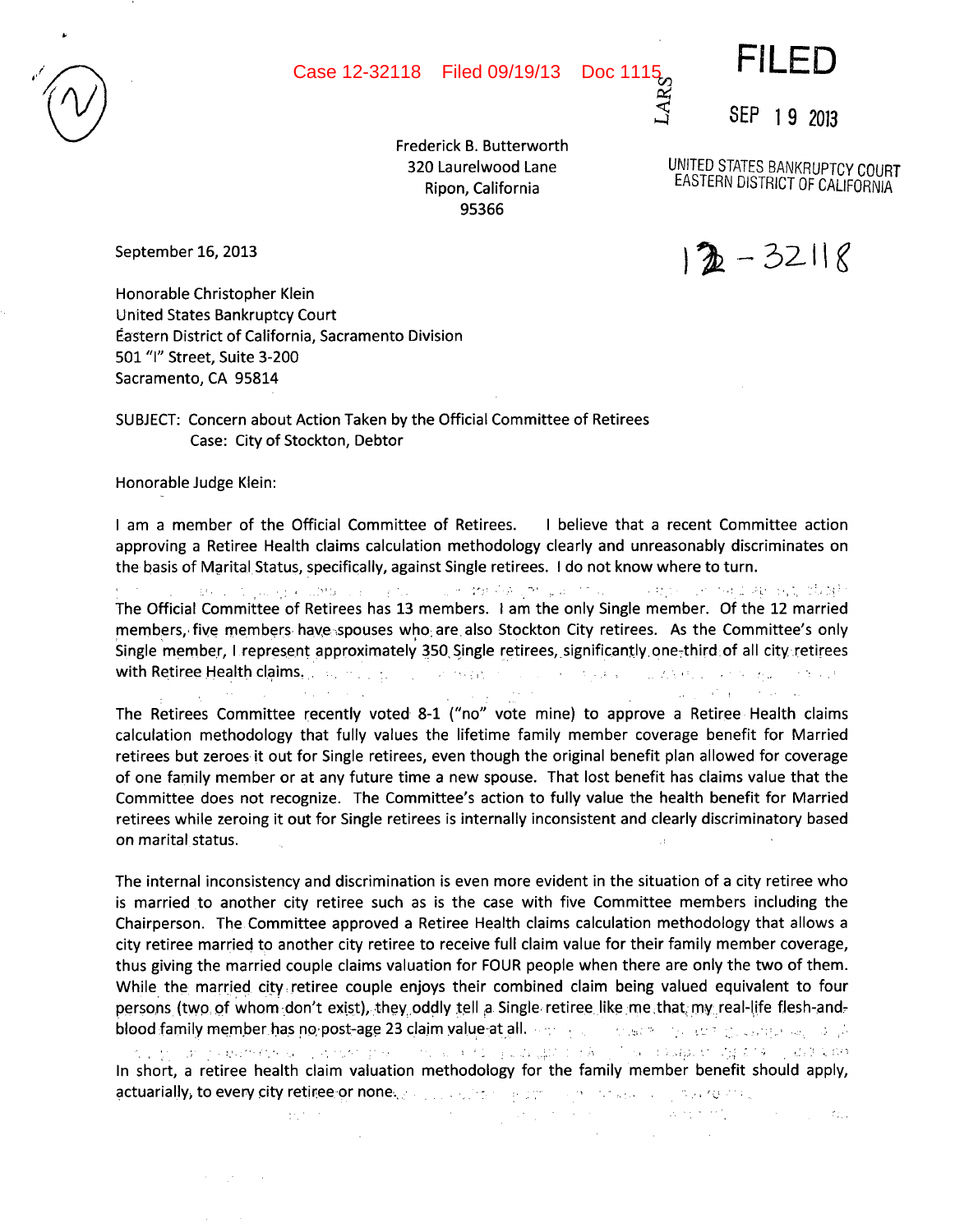Case 12-32118 Filed 09/19/13 Doc 1115

**FILED**

SEP 19 2013

UNITED STATES BANKRUPTCY COURT
EASTERN DISTRICT OF CALIFORNIA

12-32118

Frederick B. Butterworth
320 Laurelwood Lane
Ripon, California
95366

September 16, 2013

Honorable Christopher Klein
United States Bankruptcy Court
Eastern District of California, Sacramento Division
501 "I" Street, Suite 3-200
Sacramento, CA 95814

SUBJECT: Concern about Action Taken by the Official Committee of Retirees
Case: City of Stockton, Debtor

Honorable Judge Klein:

I am a member of the Official Committee of Retirees. I believe that a recent Committee action approving a Retiree Health claims calculation methodology clearly and unreasonably discriminates on the basis of Marital Status, specifically, against Single retirees. I do not know where to turn.

The Official Committee of Retirees has 13 members. I am the only Single member. Of the 12 married members, five members have spouses who are also Stockton City retirees. As the Committee's only Single member, I represent approximately 350 Single retirees, significantly one-third of all city retirees with Retiree Health claims.

The Retirees Committee recently voted 8-1 ("no" vote mine) to approve a Retiree Health claims calculation methodology that fully values the lifetime family member coverage benefit for Married retirees but zeroes it out for Single retirees, even though the original benefit plan allowed for coverage of one family member or at any future time a new spouse. That lost benefit has claims value that the Committee does not recognize. The Committee's action to fully value the health benefit for Married retirees while zeroing it out for Single retirees is internally inconsistent and clearly discriminatory based on marital status.

The internal inconsistency and discrimination is even more evident in the situation of a city retiree who is married to another city retiree such as is the case with five Committee members including the Chairperson. The Committee approved a Retiree Health claims calculation methodology that allows a city retiree married to another city retiree to receive full claim value for their family member coverage, thus giving the married couple claims valuation for FOUR people when there are only the two of them. While the married city retiree couple enjoys their combined claim being valued equivalent to four persons (two of whom don't exist), they oddly tell a Single retiree like me that my real-life flesh-and-blood family member has no post-age 23 claim value at all.

In short, a retiree health claim valuation methodology for the family member benefit should apply, actuarially, to every city retiree or none.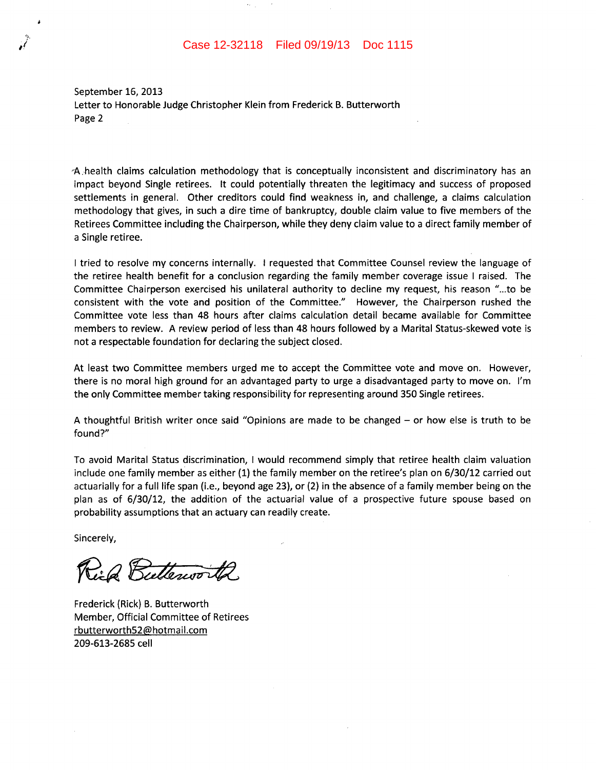September 16, 2013
Letter to Honorable Judge Christopher Klein from Frederick B. Butterworth
Page 2

A health claims calculation methodology that is conceptually inconsistent and discriminatory has an impact beyond Single retirees. It could potentially threaten the legitimacy and success of proposed settlements in general. Other creditors could find weakness in, and challenge, a claims calculation methodology that gives, in such a dire time of bankruptcy, double claim value to five members of the Retirees Committee including the Chairperson, while they deny claim value to a direct family member of a Single retiree.

I tried to resolve my concerns internally. I requested that Committee Counsel review the language of the retiree health benefit for a conclusion regarding the family member coverage issue I raised. The Committee Chairperson exercised his unilateral authority to decline my request, his reason "...to be consistent with the vote and position of the Committee." However, the Chairperson rushed the Committee vote less than 48 hours after claims calculation detail became available for Committee members to review. A review period of less than 48 hours followed by a Marital Status-skewed vote is not a respectable foundation for declaring the subject closed.

At least two Committee members urged me to accept the Committee vote and move on. However, there is no moral high ground for an advantaged party to urge a disadvantaged party to move on. I'm the only Committee member taking responsibility for representing around 350 Single retirees.

A thoughtful British writer once said "Opinions are made to be changed – or how else is truth to be found?"

To avoid Marital Status discrimination, I would recommend simply that retiree health claim valuation include one family member as either (1) the family member on the retiree's plan on 6/30/12 carried out actuarially for a full life span (i.e., beyond age 23), or (2) in the absence of a family member being on the plan as of 6/30/12, the addition of the actuarial value of a prospective future spouse based on probability assumptions that an actuary can readily create.

Sincerely,

Rick Butterworth

Frederick (Rick) B. Butterworth
Member, Official Committee of Retirees
rbutterworth52@hotmail.com
209-613-2685 cell